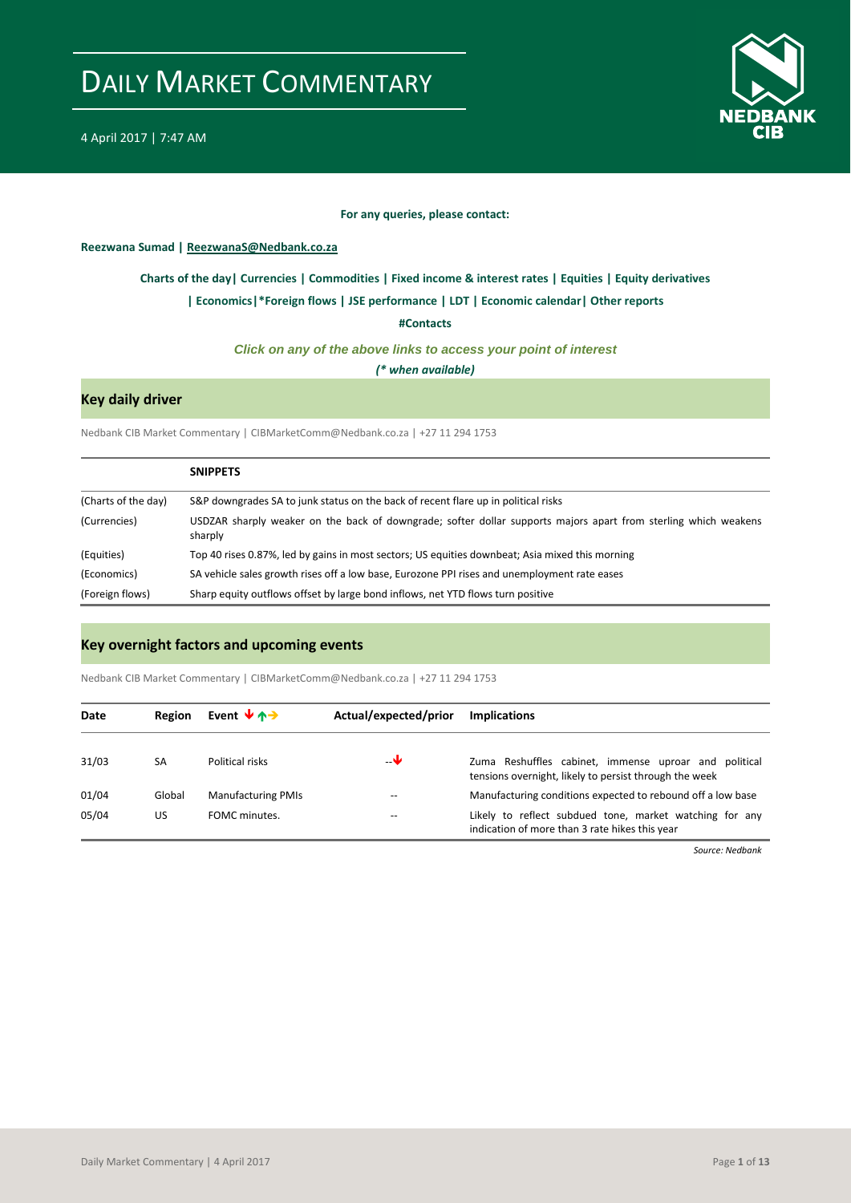# DAILY MARKET COMMENTARY

4 April 2017 | 7:47 AM

**For any queries, please contact:**

**Reezwana Sumad | ReezwanaS@Nedbank.co.za**

**Charts of the day| Currencies | Commodities | Fixed income & interest rates | Equities | Equity derivatives**

**| Economics|\*Foreign flows | JSE performance | LDT | Economic calendar| Other reports**

**#Contacts**

***Click on any of the above links to access your point of interest***

***(\* when available)***

## Key daily driver

Nedbank CIB Market Commentary | CIBMarketComm@Nedbank.co.za | +27 11 294 1753

| | **SNIPPETS** |
|---|---|
| (Charts of the day) | S&P downgrades SA to junk status on the back of recent flare up in political risks |
| (Currencies) | USDZAR sharply weaker on the back of downgrade; softer dollar supports majors apart from sterling which weakens sharply |
| (Equities) | Top 40 rises 0.87%, led by gains in most sectors; US equities downbeat; Asia mixed this morning |
| (Economics) | SA vehicle sales growth rises off a low base, Eurozone PPI rises and unemployment rate eases |
| (Foreign flows) | Sharp equity outflows offset by large bond inflows, net YTD flows turn positive |

## Key overnight factors and upcoming events

Nedbank CIB Market Commentary | CIBMarketComm@Nedbank.co.za | +27 11 294 1753

| Date | Region | Event ↓↑→ | Actual/expected/prior | Implications |
|---|---|---|---|---|
| 31/03 | SA | Political risks | --↓ | Zuma Reshuffles cabinet, immense uproar and political tensions overnight, likely to persist through the week |
| 01/04 | Global | Manufacturing PMIs | -- | Manufacturing conditions expected to rebound off a low base |
| 05/04 | US | FOMC minutes. | -- | Likely to reflect subdued tone, market watching for any indication of more than 3 rate hikes this year |

*Source: Nedbank*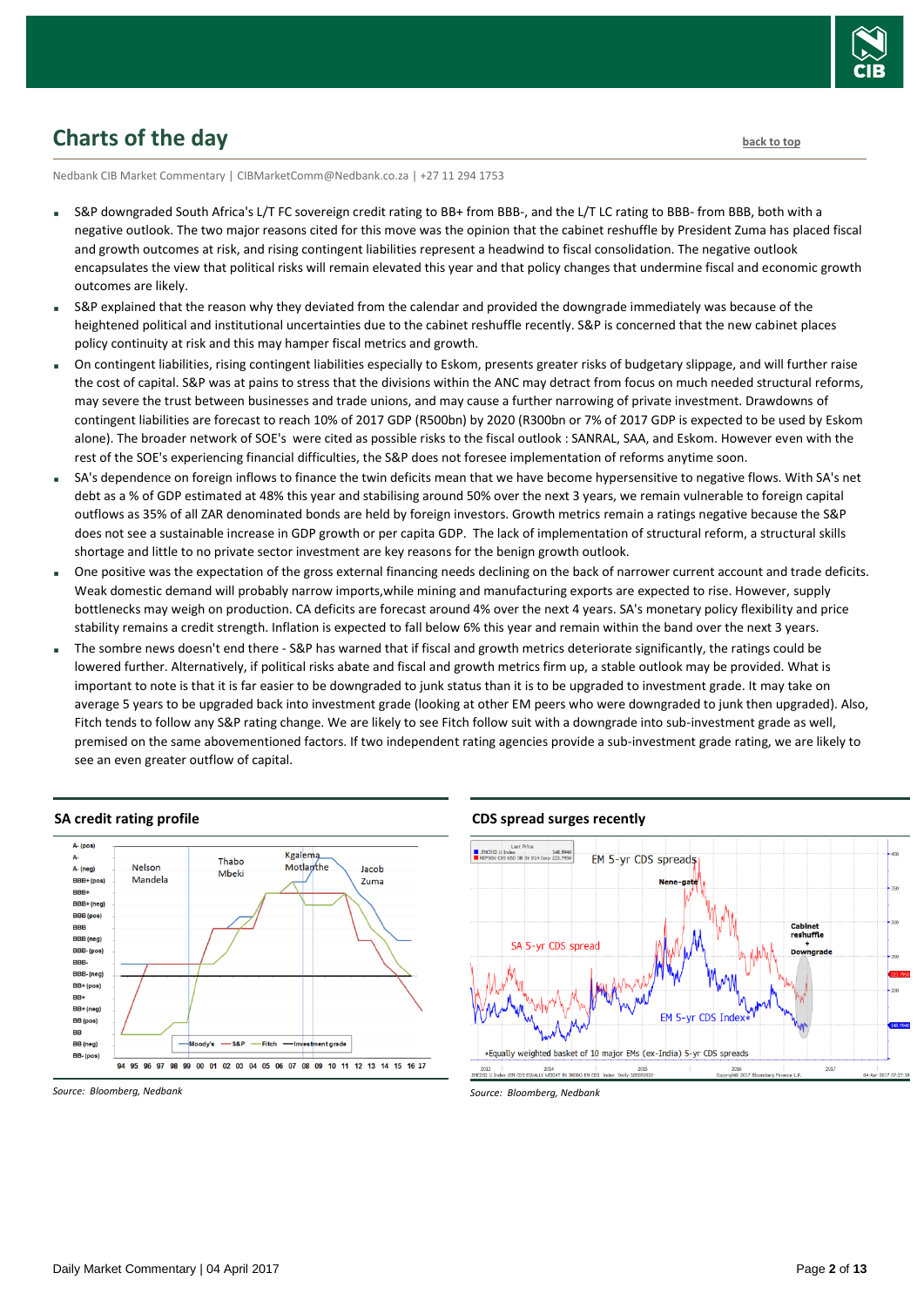## Charts of the day

back to top

Nedbank CIB Market Commentary | CIBMarketComm@Nedbank.co.za | +27 11 294 1753

- S&P downgraded South Africa's L/T FC sovereign credit rating to BB+ from BBB-, and the L/T LC rating to BBB- from BBB, both with a negative outlook. The two major reasons cited for this move was the opinion that the cabinet reshuffle by President Zuma has placed fiscal and growth outcomes at risk, and rising contingent liabilities represent a headwind to fiscal consolidation. The negative outlook encapsulates the view that political risks will remain elevated this year and that policy changes that undermine fiscal and economic growth outcomes are likely.
- S&P explained that the reason why they deviated from the calendar and provided the downgrade immediately was because of the heightened political and institutional uncertainties due to the cabinet reshuffle recently. S&P is concerned that the new cabinet places policy continuity at risk and this may hamper fiscal metrics and growth.
- On contingent liabilities, rising contingent liabilities especially to Eskom, presents greater risks of budgetary slippage, and will further raise the cost of capital. S&P was at pains to stress that the divisions within the ANC may detract from focus on much needed structural reforms, may severe the trust between businesses and trade unions, and may cause a further narrowing of private investment. Drawdowns of contingent liabilities are forecast to reach 10% of 2017 GDP (R500bn) by 2020 (R300bn or 7% of 2017 GDP is expected to be used by Eskom alone). The broader network of SOE's were cited as possible risks to the fiscal outlook : SANRAL, SAA, and Eskom. However even with the rest of the SOE's experiencing financial difficulties, the S&P does not foresee implementation of reforms anytime soon.
- SA's dependence on foreign inflows to finance the twin deficits mean that we have become hypersensitive to negative flows. With SA's net debt as a % of GDP estimated at 48% this year and stabilising around 50% over the next 3 years, we remain vulnerable to foreign capital outflows as 35% of all ZAR denominated bonds are held by foreign investors. Growth metrics remain a ratings negative because the S&P does not see a sustainable increase in GDP growth or per capita GDP. The lack of implementation of structural reform, a structural skills shortage and little to no private sector investment are key reasons for the benign growth outlook.
- One positive was the expectation of the gross external financing needs declining on the back of narrower current account and trade deficits. Weak domestic demand will probably narrow imports,while mining and manufacturing exports are expected to rise. However, supply bottlenecks may weigh on production. CA deficits are forecast around 4% over the next 4 years. SA's monetary policy flexibility and price stability remains a credit strength. Inflation is expected to fall below 6% this year and remain within the band over the next 3 years.
- The sombre news doesn't end there - S&P has warned that if fiscal and growth metrics deteriorate significantly, the ratings could be lowered further. Alternatively, if political risks abate and fiscal and growth metrics firm up, a stable outlook may be provided. What is important to note is that it is far easier to be downgraded to junk status than it is to be upgraded to investment grade. It may take on average 5 years to be upgraded back into investment grade (looking at other EM peers who were downgraded to junk then upgraded). Also, Fitch tends to follow any S&P rating change. We are likely to see Fitch follow suit with a downgrade into sub-investment grade as well, premised on the same abovementioned factors. If two independent rating agencies provide a sub-investment grade rating, we are likely to see an even greater outflow of capital.

**SA credit rating profile**

Source: Bloomberg, Nedbank

**CDS spread surges recently**

Source: Bloomberg, Nedbank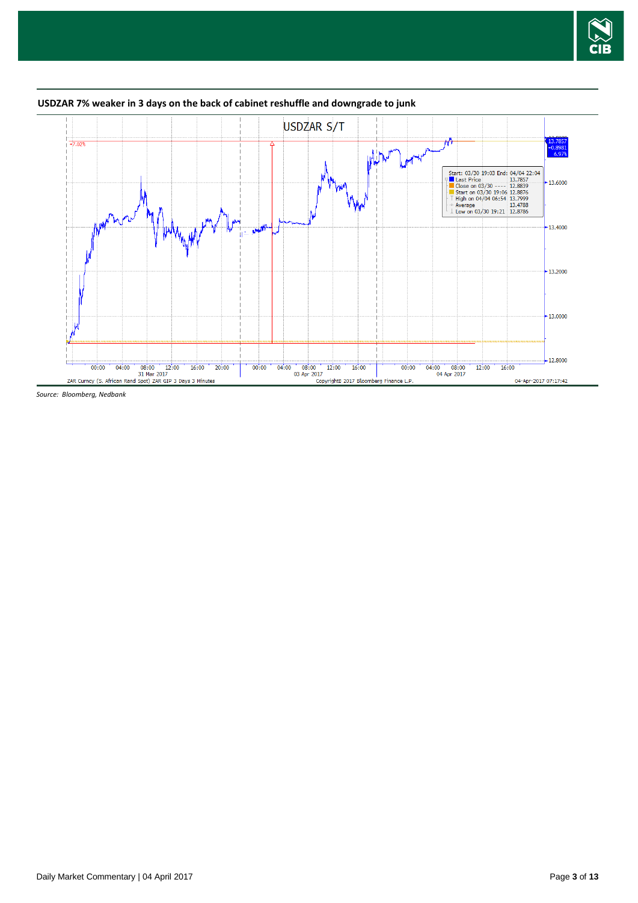**USDZAR 7% weaker in 3 days on the back of cabinet reshuffle and downgrade to junk**

*Source: Bloomberg, Nedbank*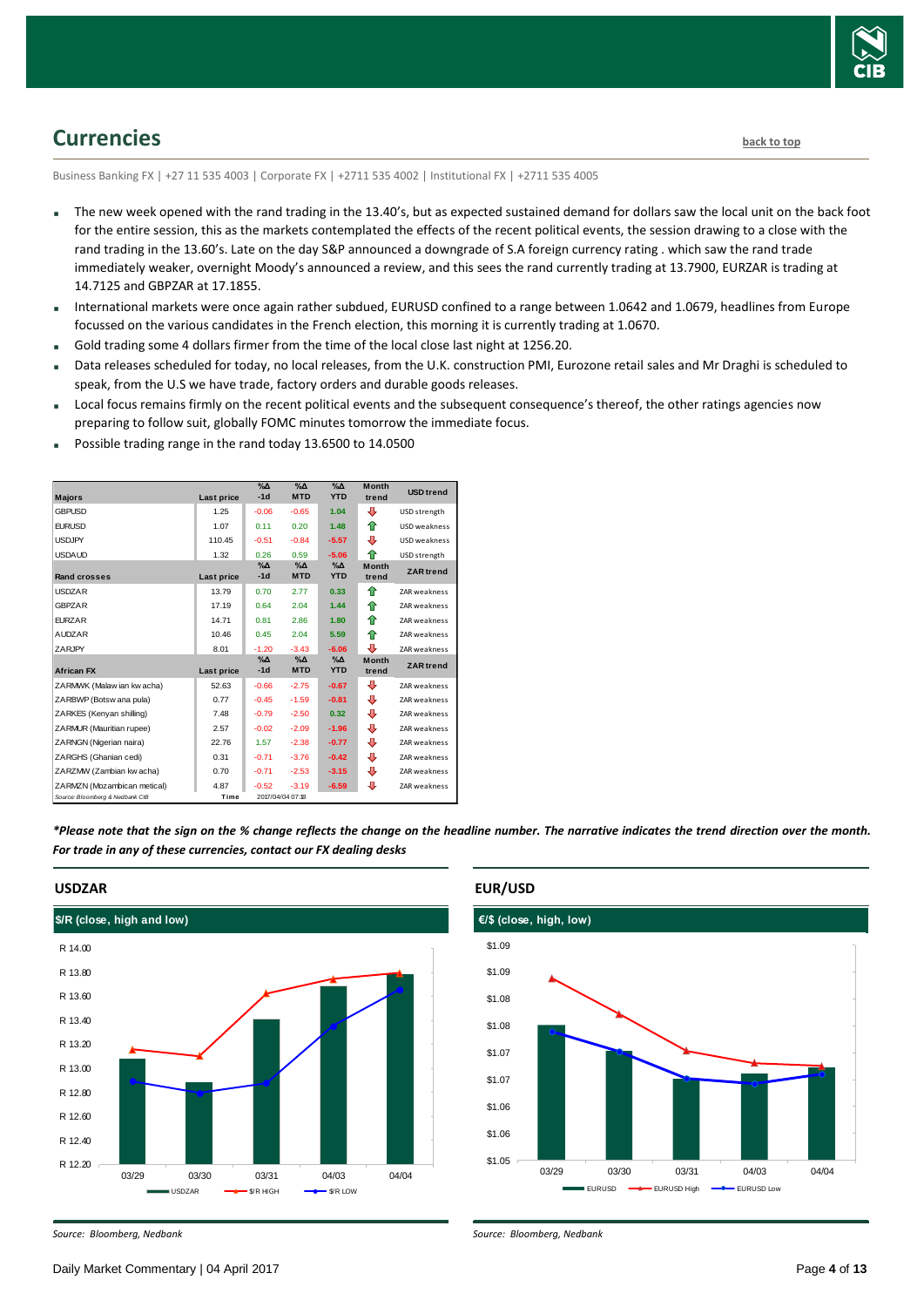## Currencies

back to top

Business Banking FX | +27 11 535 4003 | Corporate FX | +2711 535 4002 | Institutional FX | +2711 535 4005

- The new week opened with the rand trading in the 13.40's, but as expected sustained demand for dollars saw the local unit on the back foot for the entire session, this as the markets contemplated the effects of the recent political events, the session drawing to a close with the rand trading in the 13.60's. Late on the day S&P announced a downgrade of S.A foreign currency rating . which saw the rand trade immediately weaker, overnight Moody's announced a review, and this sees the rand currently trading at 13.7900, EURZAR is trading at 14.7125 and GBPZAR at 17.1855.
- International markets were once again rather subdued, EURUSD confined to a range between 1.0642 and 1.0679, headlines from Europe focussed on the various candidates in the French election, this morning it is currently trading at 1.0670.
- Gold trading some 4 dollars firmer from the time of the local close last night at 1256.20.
- Data releases scheduled for today, no local releases, from the U.K. construction PMI, Eurozone retail sales and Mr Draghi is scheduled to speak, from the U.S we have trade, factory orders and durable goods releases.
- Local focus remains firmly on the recent political events and the subsequent consequence's thereof, the other ratings agencies now preparing to follow suit, globally FOMC minutes tomorrow the immediate focus.
- Possible trading range in the rand today 13.6500 to 14.0500

| Majors | Last price | %Δ -1d | %Δ MTD | %Δ YTD | Month trend | USD trend |
|---|---|---|---|---|---|---|
| GBPUSD | 1.25 | -0.06 | -0.65 | 1.04 | ⇩ | USD strength |
| EURUSD | 1.07 | 0.11 | 0.20 | 1.48 | ⇧ | USD weakness |
| USDJPY | 110.45 | -0.51 | -0.84 | -5.57 | ⇩ | USD weakness |
| USDAUD | 1.32 | 0.26 | 0.59 | -5.06 | ⇧ | USD strength |
| **Rand crosses** | **Last price** | **%Δ -1d** | **%Δ MTD** | **%Δ YTD** | **Month trend** | **ZAR trend** |
| USDZAR | 13.79 | 0.70 | 2.77 | 0.33 | ⇧ | ZAR weakness |
| GBPZAR | 17.19 | 0.64 | 2.04 | 1.44 | ⇧ | ZAR weakness |
| EURZAR | 14.71 | 0.81 | 2.86 | 1.80 | ⇧ | ZAR weakness |
| AUDZAR | 10.46 | 0.45 | 2.04 | 5.59 | ⇧ | ZAR weakness |
| ZARJPY | 8.01 | -1.20 | -3.43 | -6.06 | ⇩ | ZAR weakness |
| **African FX** | **Last price** | **%Δ -1d** | **%Δ MTD** | **%Δ YTD** | **Month trend** | **ZAR trend** |
| ZARMWK (Malawian kwacha) | 52.63 | -0.66 | -2.75 | -0.67 | ⇩ | ZAR weakness |
| ZARBWP (Botswana pula) | 0.77 | -0.45 | -1.59 | -0.81 | ⇩ | ZAR weakness |
| ZARKES (Kenyan shilling) | 7.48 | -0.79 | -2.50 | 0.32 | ⇩ | ZAR weakness |
| ZARMUR (Mauritian rupee) | 2.57 | -0.02 | -2.09 | -1.96 | ⇩ | ZAR weakness |
| ZARNGN (Nigerian naira) | 22.76 | 1.57 | -2.38 | -0.77 | ⇩ | ZAR weakness |
| ZARGHS (Ghanian cedi) | 0.31 | -0.71 | -3.76 | -0.42 | ⇩ | ZAR weakness |
| ZARZMW (Zambian kwacha) | 0.70 | -0.71 | -2.53 | -3.15 | ⇩ | ZAR weakness |
| ZARMZN (Mozambican metical) | 4.87 | -0.52 | -3.19 | -6.59 | ⇩ | ZAR weakness |
| Source: Bloomberg & Nedbank CIB | Time | 2017/04/04 07:18 | | | | |

*\*Please note that the sign on the % change reflects the change on the headline number. The narrative indicates the trend direction over the month. For trade in any of these currencies, contact our FX dealing desks*

### USDZAR

$/R (close, high and low)

*Source: Bloomberg, Nedbank*

### EUR/USD

€/$ (close, high, low)

*Source: Bloomberg, Nedbank*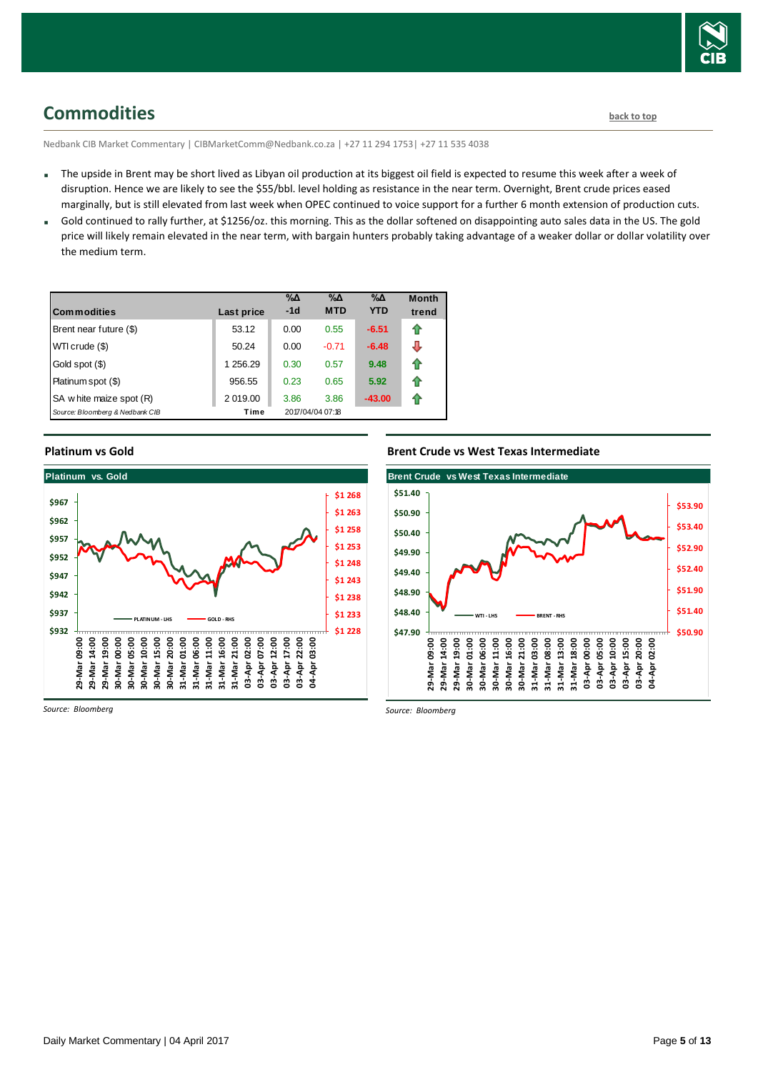## Commodities

back to top

Nedbank CIB Market Commentary | CIBMarketComm@Nedbank.co.za | +27 11 294 1753| +27 11 535 4038

- The upside in Brent may be short lived as Libyan oil production at its biggest oil field is expected to resume this week after a week of disruption. Hence we are likely to see the $55/bbl. level holding as resistance in the near term. Overnight, Brent crude prices eased marginally, but is still elevated from last week when OPEC continued to voice support for a further 6 month extension of production cuts.
- Gold continued to rally further, at $1256/oz. this morning. This as the dollar softened on disappointing auto sales data in the US. The gold price will likely remain elevated in the near term, with bargain hunters probably taking advantage of a weaker dollar or dollar volatility over the medium term.

| Commodities | Last price | %Δ -1d | %Δ MTD | %Δ YTD | Month trend |
|---|---|---|---|---|---|
| Brent near future ($) | 53.12 | 0.00 | 0.55 | -6.51 | ⇧ |
| WTI crude ($) | 50.24 | 0.00 | -0.71 | -6.48 | ⇩ |
| Gold spot ($) | 1 256.29 | 0.30 | 0.57 | 9.48 | ⇧ |
| Platinum spot ($) | 956.55 | 0.23 | 0.65 | 5.92 | ⇧ |
| SA white maize spot (R) | 2 019.00 | 3.86 | 3.86 | -43.00 | ⇧ |
| *Source: Bloomberg & Nedbank CIB* | Time | 2017/04/04 07:18 | | | |

### Platinum vs Gold

Source: Bloomberg

### Brent Crude vs West Texas Intermediate

Source: Bloomberg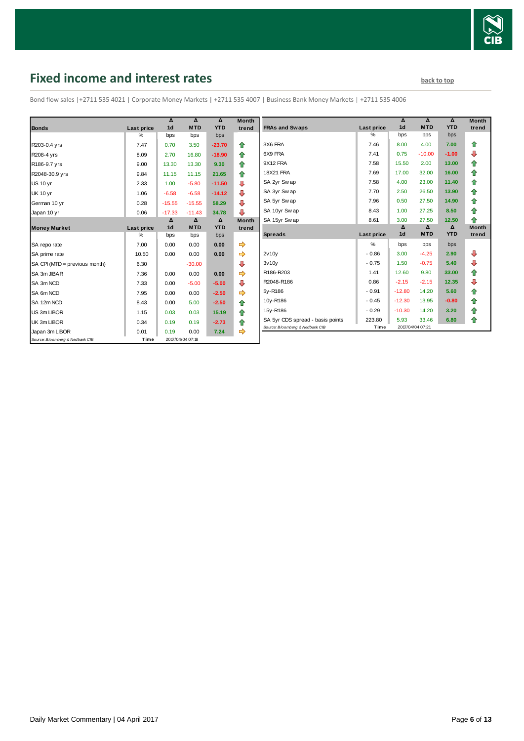# Fixed income and interest rates

back to top

Bond flow sales |+2711 535 4021 | Corporate Money Markets | +2711 535 4007 | Business Bank Money Markets | +2711 535 4006

| Bonds | Last price | Δ 1d | Δ MTD | Δ YTD | Month trend |
|---|---|---|---|---|---|
| | % | bps | bps | bps | |
| R203-0.4 yrs | 7.47 | 0.70 | 3.50 | -23.70 | ⇧ |
| R208-4 yrs | 8.09 | 2.70 | 16.80 | -18.90 | ⇧ |
| R186-9.7 yrs | 9.00 | 13.30 | 13.30 | 9.30 | ⇧ |
| R2048-30.9 yrs | 9.84 | 11.15 | 11.15 | 21.65 | ⇧ |
| US 10 yr | 2.33 | 1.00 | -5.80 | -11.50 | ⇩ |
| UK 10 yr | 1.06 | -6.58 | -6.58 | -14.12 | ⇩ |
| German 10 yr | 0.28 | -15.55 | -15.55 | 58.29 | ⇩ |
| Japan 10 yr | 0.06 | -17.33 | -11.43 | 34.78 | ⇩ |

| Money Market | Last price | Δ 1d | Δ MTD | Δ YTD | Month trend |
|---|---|---|---|---|---|
| | % | bps | bps | bps | |
| SA repo rate | 7.00 | 0.00 | 0.00 | 0.00 | ⇨ |
| SA prime rate | 10.50 | 0.00 | 0.00 | 0.00 | ⇨ |
| SA CPI (MTD = previous month) | 6.30 | | -30.00 | | ⇩ |
| SA 3m JIBAR | 7.36 | 0.00 | 0.00 | 0.00 | ⇨ |
| SA 3m NCD | 7.33 | 0.00 | -5.00 | -5.00 | ⇩ |
| SA 6m NCD | 7.95 | 0.00 | 0.00 | -2.50 | ⇨ |
| SA 12m NCD | 8.43 | 0.00 | 5.00 | -2.50 | ⇧ |
| US 3m LIBOR | 1.15 | 0.03 | 0.03 | 15.19 | ⇧ |
| UK 3m LIBOR | 0.34 | 0.19 | 0.19 | -2.73 | ⇧ |
| Japan 3m LIBOR | 0.01 | 0.19 | 0.00 | 7.24 | ⇨ |

Source: Bloomberg & Nedbank CIB — Time 2017/04/04 07:18

| FRAs and Swaps | Last price | Δ 1d | Δ MTD | Δ YTD | Month trend |
|---|---|---|---|---|---|
| | % | bps | bps | bps | |
| 3X6 FRA | 7.46 | 8.00 | 4.00 | 7.00 | ⇧ |
| 6X9 FRA | 7.41 | 0.75 | -10.00 | -1.00 | ⇩ |
| 9X12 FRA | 7.58 | 15.50 | 2.00 | 13.00 | ⇧ |
| 18X21 FRA | 7.69 | 17.00 | 32.00 | 16.00 | ⇧ |
| SA 2yr Swap | 7.58 | 4.00 | 23.00 | 11.40 | ⇧ |
| SA 3yr Swap | 7.70 | 2.50 | 26.50 | 13.90 | ⇧ |
| SA 5yr Swap | 7.96 | 0.50 | 27.50 | 14.90 | ⇧ |
| SA 10yr Swap | 8.43 | 1.00 | 27.25 | 8.50 | ⇧ |
| SA 15yr Swap | 8.61 | 3.00 | 27.50 | 12.50 | ⇧ |

| Spreads | Last price | Δ 1d | Δ MTD | Δ YTD | Month trend |
|---|---|---|---|---|---|
| | % | bps | bps | bps | |
| 2v10y | -0.86 | 3.00 | -4.25 | 2.90 | ⇩ |
| 3v10y | -0.75 | 1.50 | -0.75 | 5.40 | ⇩ |
| R186-R203 | 1.41 | 12.60 | 9.80 | 33.00 | ⇧ |
| R2048-R186 | 0.86 | -2.15 | -2.15 | 12.35 | ⇩ |
| 5y-R186 | -0.91 | -12.80 | 14.20 | 5.60 | ⇧ |
| 10y-R186 | -0.45 | -12.30 | 13.95 | -0.80 | ⇧ |
| 15y-R186 | -0.29 | -10.30 | 14.20 | 3.20 | ⇧ |
| SA 5yr CDS spread - basis points | 223.80 | 5.93 | 33.46 | 6.80 | ⇧ |

Source: Bloomberg & Nedbank CIB — Time 2017/04/04 07:21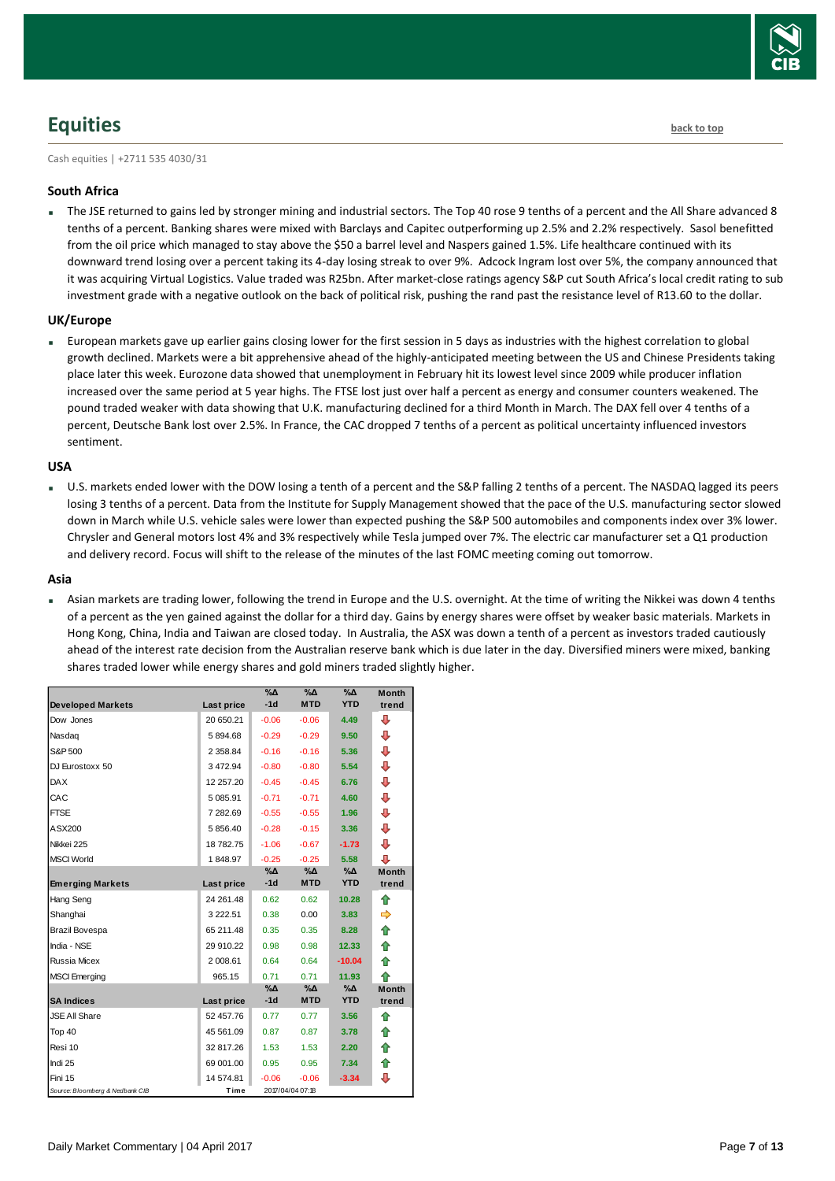## Equities

back to top

Cash equities | +2711 535 4030/31

### South Africa

- The JSE returned to gains led by stronger mining and industrial sectors. The Top 40 rose 9 tenths of a percent and the All Share advanced 8 tenths of a percent. Banking shares were mixed with Barclays and Capitec outperforming up 2.5% and 2.2% respectively. Sasol benefitted from the oil price which managed to stay above the $50 a barrel level and Naspers gained 1.5%. Life healthcare continued with its downward trend losing over a percent taking its 4-day losing streak to over 9%. Adcock Ingram lost over 5%, the company announced that it was acquiring Virtual Logistics. Value traded was R25bn. After market-close ratings agency S&P cut South Africa's local credit rating to sub investment grade with a negative outlook on the back of political risk, pushing the rand past the resistance level of R13.60 to the dollar.

### UK/Europe

- European markets gave up earlier gains closing lower for the first session in 5 days as industries with the highest correlation to global growth declined. Markets were a bit apprehensive ahead of the highly-anticipated meeting between the US and Chinese Presidents taking place later this week. Eurozone data showed that unemployment in February hit its lowest level since 2009 while producer inflation increased over the same period at 5 year highs. The FTSE lost just over half a percent as energy and consumer counters weakened. The pound traded weaker with data showing that U.K. manufacturing declined for a third Month in March. The DAX fell over 4 tenths of a percent, Deutsche Bank lost over 2.5%. In France, the CAC dropped 7 tenths of a percent as political uncertainty influenced investors sentiment.

### USA

- U.S. markets ended lower with the DOW losing a tenth of a percent and the S&P falling 2 tenths of a percent. The NASDAQ lagged its peers losing 3 tenths of a percent. Data from the Institute for Supply Management showed that the pace of the U.S. manufacturing sector slowed down in March while U.S. vehicle sales were lower than expected pushing the S&P 500 automobiles and components index over 3% lower. Chrysler and General motors lost 4% and 3% respectively while Tesla jumped over 7%. The electric car manufacturer set a Q1 production and delivery record. Focus will shift to the release of the minutes of the last FOMC meeting coming out tomorrow.

### Asia

- Asian markets are trading lower, following the trend in Europe and the U.S. overnight. At the time of writing the Nikkei was down 4 tenths of a percent as the yen gained against the dollar for a third day. Gains by energy shares were offset by weaker basic materials. Markets in Hong Kong, China, India and Taiwan are closed today. In Australia, the ASX was down a tenth of a percent as investors traded cautiously ahead of the interest rate decision from the Australian reserve bank which is due later in the day. Diversified miners were mixed, banking shares traded lower while energy shares and gold miners traded slightly higher.

| Developed Markets | Last price | %Δ -1d | %Δ MTD | %Δ YTD | Month trend |
|---|---|---|---|---|---|
| Dow Jones | 20 650.21 | -0.06 | -0.06 | 4.49 | ⇩ |
| Nasdaq | 5 894.68 | -0.29 | -0.29 | 9.50 | ⇩ |
| S&P 500 | 2 358.84 | -0.16 | -0.16 | 5.36 | ⇩ |
| DJ Eurostoxx 50 | 3 472.94 | -0.80 | -0.80 | 5.54 | ⇩ |
| DAX | 12 257.20 | -0.45 | -0.45 | 6.76 | ⇩ |
| CAC | 5 085.91 | -0.71 | -0.71 | 4.60 | ⇩ |
| FTSE | 7 282.69 | -0.55 | -0.55 | 1.96 | ⇩ |
| ASX200 | 5 856.40 | -0.28 | -0.15 | 3.36 | ⇩ |
| Nikkei 225 | 18 782.75 | -1.06 | -0.67 | -1.73 | ⇩ |
| MSCI World | 1 848.97 | -0.25 | -0.25 | 5.58 | ⇩ |
| **Emerging Markets** | **Last price** | **%Δ -1d** | **%Δ MTD** | **%Δ YTD** | **Month trend** |
| Hang Seng | 24 261.48 | 0.62 | 0.62 | 10.28 | ⇧ |
| Shanghai | 3 222.51 | 0.38 | 0.00 | 3.83 | ⇨ |
| Brazil Bovespa | 65 211.48 | 0.35 | 0.35 | 8.28 | ⇧ |
| India - NSE | 29 910.22 | 0.98 | 0.98 | 12.33 | ⇧ |
| Russia Micex | 2 008.61 | 0.64 | 0.64 | -10.04 | ⇧ |
| MSCI Emerging | 965.15 | 0.71 | 0.71 | 11.93 | ⇧ |
| **SA Indices** | **Last price** | **%Δ -1d** | **%Δ MTD** | **%Δ YTD** | **Month trend** |
| JSE All Share | 52 457.76 | 0.77 | 0.77 | 3.56 | ⇧ |
| Top 40 | 45 561.09 | 0.87 | 0.87 | 3.78 | ⇧ |
| Resi 10 | 32 817.26 | 1.53 | 1.53 | 2.20 | ⇧ |
| Indi 25 | 69 001.00 | 0.95 | 0.95 | 7.34 | ⇧ |
| Fini 15 | 14 574.81 | -0.06 | -0.06 | -3.34 | ⇩ |

Source: Bloomberg & Nedbank CIB    Time 2017/04/04 07:18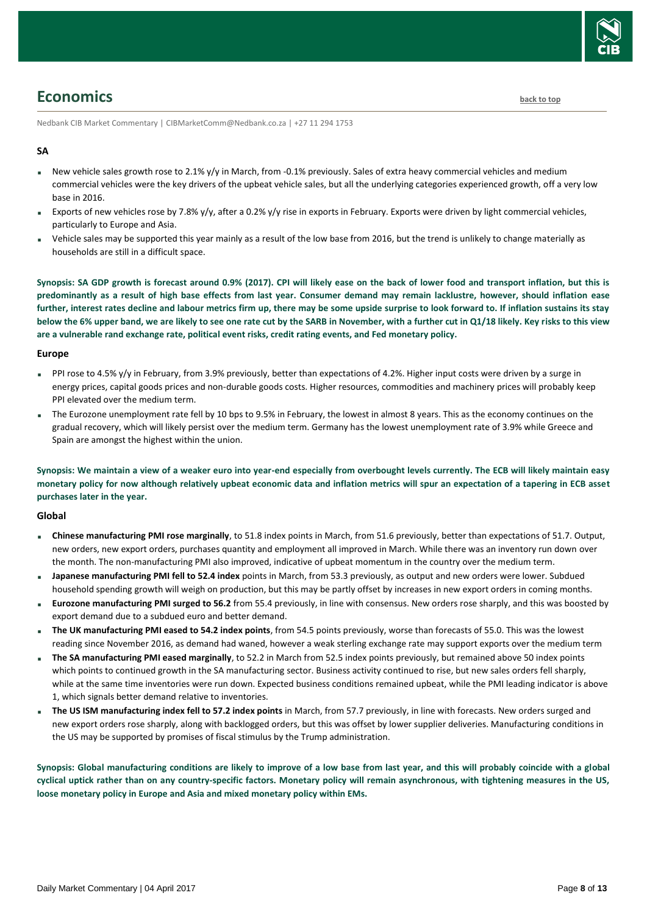# Economics

Nedbank CIB Market Commentary | CIBMarketComm@Nedbank.co.za | +27 11 294 1753

### SA

- New vehicle sales growth rose to 2.1% y/y in March, from -0.1% previously. Sales of extra heavy commercial vehicles and medium commercial vehicles were the key drivers of the upbeat vehicle sales, but all the underlying categories experienced growth, off a very low base in 2016.
- Exports of new vehicles rose by 7.8% y/y, after a 0.2% y/y rise in exports in February. Exports were driven by light commercial vehicles, particularly to Europe and Asia.
- Vehicle sales may be supported this year mainly as a result of the low base from 2016, but the trend is unlikely to change materially as households are still in a difficult space.

**Synopsis: SA GDP growth is forecast around 0.9% (2017). CPI will likely ease on the back of lower food and transport inflation, but this is predominantly as a result of high base effects from last year. Consumer demand may remain lacklustre, however, should inflation ease further, interest rates decline and labour metrics firm up, there may be some upside surprise to look forward to. If inflation sustains its stay below the 6% upper band, we are likely to see one rate cut by the SARB in November, with a further cut in Q1/18 likely. Key risks to this view are a vulnerable rand exchange rate, political event risks, credit rating events, and Fed monetary policy.**

### Europe

- PPI rose to 4.5% y/y in February, from 3.9% previously, better than expectations of 4.2%. Higher input costs were driven by a surge in energy prices, capital goods prices and non-durable goods costs. Higher resources, commodities and machinery prices will probably keep PPI elevated over the medium term.
- The Eurozone unemployment rate fell by 10 bps to 9.5% in February, the lowest in almost 8 years. This as the economy continues on the gradual recovery, which will likely persist over the medium term. Germany has the lowest unemployment rate of 3.9% while Greece and Spain are amongst the highest within the union.

**Synopsis: We maintain a view of a weaker euro into year-end especially from overbought levels currently. The ECB will likely maintain easy monetary policy for now although relatively upbeat economic data and inflation metrics will spur an expectation of a tapering in ECB asset purchases later in the year.**

### Global

- **Chinese manufacturing PMI rose marginally**, to 51.8 index points in March, from 51.6 previously, better than expectations of 51.7. Output, new orders, new export orders, purchases quantity and employment all improved in March. While there was an inventory run down over the month. The non-manufacturing PMI also improved, indicative of upbeat momentum in the country over the medium term.
- **Japanese manufacturing PMI fell to 52.4 index** points in March, from 53.3 previously, as output and new orders were lower. Subdued household spending growth will weigh on production, but this may be partly offset by increases in new export orders in coming months.
- **Eurozone manufacturing PMI surged to 56.2** from 55.4 previously, in line with consensus. New orders rose sharply, and this was boosted by export demand due to a subdued euro and better demand.
- **The UK manufacturing PMI eased to 54.2 index points**, from 54.5 points previously, worse than forecasts of 55.0. This was the lowest reading since November 2016, as demand had waned, however a weak sterling exchange rate may support exports over the medium term
- **The SA manufacturing PMI eased marginally**, to 52.2 in March from 52.5 index points previously, but remained above 50 index points which points to continued growth in the SA manufacturing sector. Business activity continued to rise, but new sales orders fell sharply, while at the same time inventories were run down. Expected business conditions remained upbeat, while the PMI leading indicator is above 1, which signals better demand relative to inventories.
- **The US ISM manufacturing index fell to 57.2 index points** in March, from 57.7 previously, in line with forecasts. New orders surged and new export orders rose sharply, along with backlogged orders, but this was offset by lower supplier deliveries. Manufacturing conditions in the US may be supported by promises of fiscal stimulus by the Trump administration.

**Synopsis: Global manufacturing conditions are likely to improve of a low base from last year, and this will probably coincide with a global cyclical uptick rather than on any country-specific factors. Monetary policy will remain asynchronous, with tightening measures in the US, loose monetary policy in Europe and Asia and mixed monetary policy within EMs.**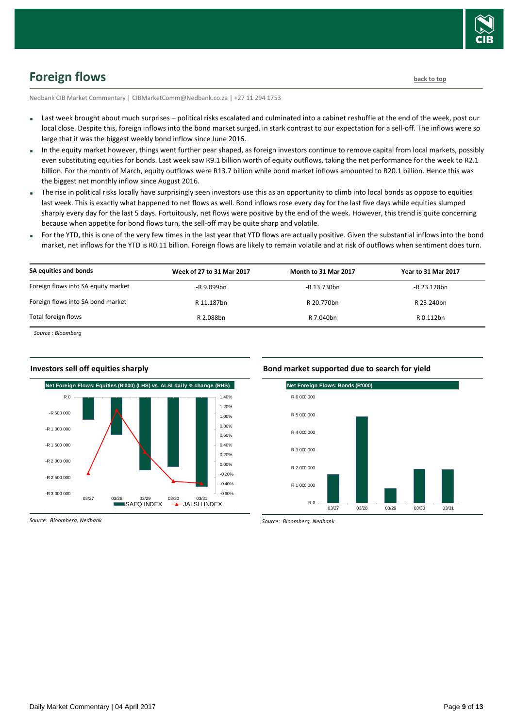## Foreign flows

back to top

Nedbank CIB Market Commentary | CIBMarketComm@Nedbank.co.za | +27 11 294 1753

- Last week brought about much surprises – political risks escalated and culminated into a cabinet reshuffle at the end of the week, post our local close. Despite this, foreign inflows into the bond market surged, in stark contrast to our expectation for a sell-off. The inflows were so large that it was the biggest weekly bond inflow since June 2016.
- In the equity market however, things went further pear shaped, as foreign investors continue to remove capital from local markets, possibly even substituting equities for bonds. Last week saw R9.1 billion worth of equity outflows, taking the net performance for the week to R2.1 billion. For the month of March, equity outflows were R13.7 billion while bond market inflows amounted to R20.1 billion. Hence this was the biggest net monthly inflow since August 2016.
- The rise in political risks locally have surprisingly seen investors use this as an opportunity to climb into local bonds as oppose to equities last week. This is exactly what happened to net flows as well. Bond inflows rose every day for the last five days while equities slumped sharply every day for the last 5 days. Fortuitously, net flows were positive by the end of the week. However, this trend is quite concerning because when appetite for bond flows turn, the sell-off may be quite sharp and volatile.
- For the YTD, this is one of the very few times in the last year that YTD flows are actually positive. Given the substantial inflows into the bond market, net inflows for the YTD is R0.11 billion. Foreign flows are likely to remain volatile and at risk of outflows when sentiment does turn.

| SA equities and bonds | Week of 27 to 31 Mar 2017 | Month to 31 Mar 2017 | Year to 31 Mar 2017 |
|---|---|---|---|
| Foreign flows into SA equity market | -R 9.099bn | -R 13.730bn | -R 23.128bn |
| Foreign flows into SA bond market | R 11.187bn | R 20.770bn | R 23.240bn |
| Total foreign flows | R 2.088bn | R 7.040bn | R 0.112bn |

*Source : Bloomberg*

### Investors sell off equities sharply

*Source: Bloomberg, Nedbank*

### Bond market supported due to search for yield

*Source: Bloomberg, Nedbank*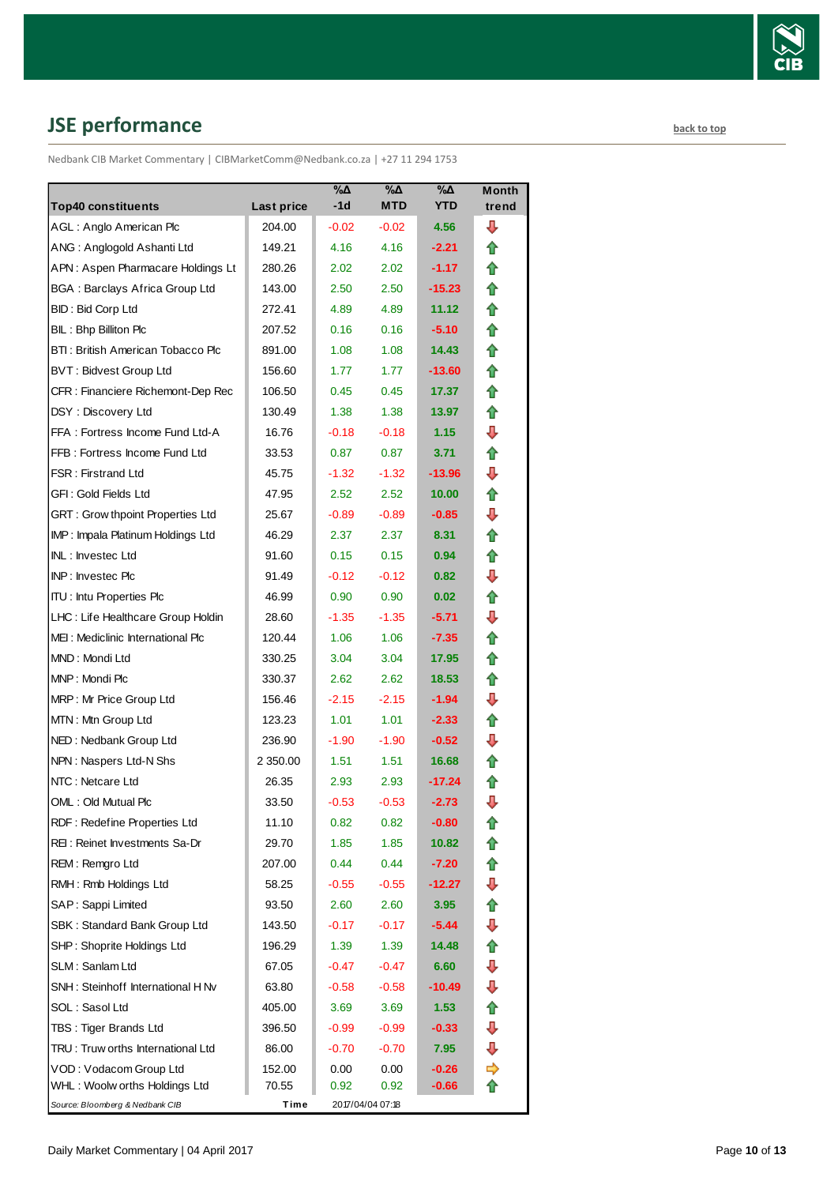## JSE performance

back to top

Nedbank CIB Market Commentary | CIBMarketComm@Nedbank.co.za | +27 11 294 1753

| Top40 constituents | Last price | %Δ -1d | %Δ MTD | %Δ YTD | Month trend |
|---|---|---|---|---|---|
| AGL : Anglo American Plc | 204.00 | -0.02 | -0.02 | 4.56 | ⇩ |
| ANG : Anglogold Ashanti Ltd | 149.21 | 4.16 | 4.16 | -2.21 | ⇧ |
| APN : Aspen Pharmacare Holdings Lt | 280.26 | 2.02 | 2.02 | -1.17 | ⇧ |
| BGA : Barclays Africa Group Ltd | 143.00 | 2.50 | 2.50 | -15.23 | ⇧ |
| BID : Bid Corp Ltd | 272.41 | 4.89 | 4.89 | 11.12 | ⇧ |
| BIL : Bhp Billiton Plc | 207.52 | 0.16 | 0.16 | -5.10 | ⇧ |
| BTI : British American Tobacco Plc | 891.00 | 1.08 | 1.08 | 14.43 | ⇧ |
| BVT : Bidvest Group Ltd | 156.60 | 1.77 | 1.77 | -13.60 | ⇧ |
| CFR : Financiere Richemont-Dep Rec | 106.50 | 0.45 | 0.45 | 17.37 | ⇧ |
| DSY : Discovery Ltd | 130.49 | 1.38 | 1.38 | 13.97 | ⇧ |
| FFA : Fortress Income Fund Ltd-A | 16.76 | -0.18 | -0.18 | 1.15 | ⇩ |
| FFB : Fortress Income Fund Ltd | 33.53 | 0.87 | 0.87 | 3.71 | ⇧ |
| FSR : Firstrand Ltd | 45.75 | -1.32 | -1.32 | -13.96 | ⇩ |
| GFI : Gold Fields Ltd | 47.95 | 2.52 | 2.52 | 10.00 | ⇧ |
| GRT : Growthpoint Properties Ltd | 25.67 | -0.89 | -0.89 | -0.85 | ⇩ |
| IMP : Impala Platinum Holdings Ltd | 46.29 | 2.37 | 2.37 | 8.31 | ⇧ |
| INL : Investec Ltd | 91.60 | 0.15 | 0.15 | 0.94 | ⇧ |
| INP : Investec Plc | 91.49 | -0.12 | -0.12 | 0.82 | ⇩ |
| ITU : Intu Properties Plc | 46.99 | 0.90 | 0.90 | 0.02 | ⇧ |
| LHC : Life Healthcare Group Holdin | 28.60 | -1.35 | -1.35 | -5.71 | ⇩ |
| MEI : Mediclinic International Plc | 120.44 | 1.06 | 1.06 | -7.35 | ⇧ |
| MND : Mondi Ltd | 330.25 | 3.04 | 3.04 | 17.95 | ⇧ |
| MNP : Mondi Plc | 330.37 | 2.62 | 2.62 | 18.53 | ⇧ |
| MRP : Mr Price Group Ltd | 156.46 | -2.15 | -2.15 | -1.94 | ⇩ |
| MTN : Mtn Group Ltd | 123.23 | 1.01 | 1.01 | -2.33 | ⇧ |
| NED : Nedbank Group Ltd | 236.90 | -1.90 | -1.90 | -0.52 | ⇩ |
| NPN : Naspers Ltd-N Shs | 2 350.00 | 1.51 | 1.51 | 16.68 | ⇧ |
| NTC : Netcare Ltd | 26.35 | 2.93 | 2.93 | -17.24 | ⇧ |
| OML : Old Mutual Plc | 33.50 | -0.53 | -0.53 | -2.73 | ⇩ |
| RDF : Redefine Properties Ltd | 11.10 | 0.82 | 0.82 | -0.80 | ⇧ |
| REI : Reinet Investments Sa-Dr | 29.70 | 1.85 | 1.85 | 10.82 | ⇧ |
| REM : Remgro Ltd | 207.00 | 0.44 | 0.44 | -7.20 | ⇧ |
| RMH : Rmb Holdings Ltd | 58.25 | -0.55 | -0.55 | -12.27 | ⇩ |
| SAP : Sappi Limited | 93.50 | 2.60 | 2.60 | 3.95 | ⇧ |
| SBK : Standard Bank Group Ltd | 143.50 | -0.17 | -0.17 | -5.44 | ⇩ |
| SHP : Shoprite Holdings Ltd | 196.29 | 1.39 | 1.39 | 14.48 | ⇧ |
| SLM : Sanlam Ltd | 67.05 | -0.47 | -0.47 | 6.60 | ⇩ |
| SNH : Steinhoff International H Nv | 63.80 | -0.58 | -0.58 | -10.49 | ⇩ |
| SOL : Sasol Ltd | 405.00 | 3.69 | 3.69 | 1.53 | ⇧ |
| TBS : Tiger Brands Ltd | 396.50 | -0.99 | -0.99 | -0.33 | ⇩ |
| TRU : Truworths International Ltd | 86.00 | -0.70 | -0.70 | 7.95 | ⇩ |
| VOD : Vodacom Group Ltd | 152.00 | 0.00 | 0.00 | -0.26 | ⇨ |
| WHL : Woolworths Holdings Ltd | 70.55 | 0.92 | 0.92 | -0.66 | ⇧ |
| *Source: Bloomberg & Nedbank CIB* | **Time** | 2017/04/04 07:18 | | | |

Daily Market Commentary | 04 April 2017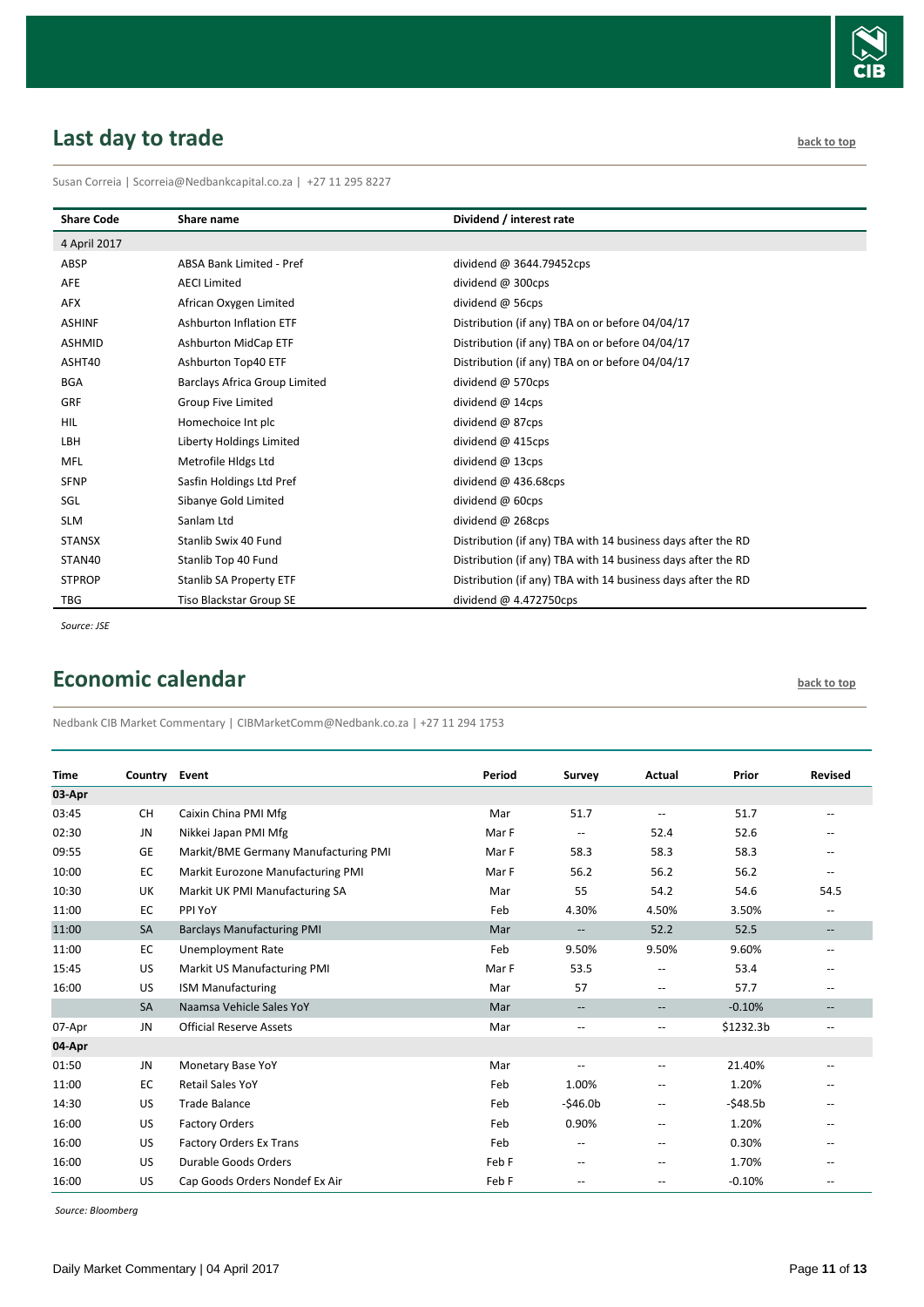## Last day to trade

[back to top]

Susan Correia | Scorreia@Nedbankcapital.co.za | +27 11 295 8227

| Share Code | Share name | Dividend / interest rate |
|---|---|---|
| 4 April 2017 | | |
| ABSP | ABSA Bank Limited - Pref | dividend @ 3644.79452cps |
| AFE | AECI Limited | dividend @ 300cps |
| AFX | African Oxygen Limited | dividend @ 56cps |
| ASHINF | Ashburton Inflation ETF | Distribution (if any) TBA on or before 04/04/17 |
| ASHMID | Ashburton MidCap ETF | Distribution (if any) TBA on or before 04/04/17 |
| ASHT40 | Ashburton Top40 ETF | Distribution (if any) TBA on or before 04/04/17 |
| BGA | Barclays Africa Group Limited | dividend @ 570cps |
| GRF | Group Five Limited | dividend @ 14cps |
| HIL | Homechoice Int plc | dividend @ 87cps |
| LBH | Liberty Holdings Limited | dividend @ 415cps |
| MFL | Metrofile Hldgs Ltd | dividend @ 13cps |
| SFNP | Sasfin Holdings Ltd Pref | dividend @ 436.68cps |
| SGL | Sibanye Gold Limited | dividend @ 60cps |
| SLM | Sanlam Ltd | dividend @ 268cps |
| STANSX | Stanlib Swix 40 Fund | Distribution (if any) TBA with 14 business days after the RD |
| STAN40 | Stanlib Top 40 Fund | Distribution (if any) TBA with 14 business days after the RD |
| STPROP | Stanlib SA Property ETF | Distribution (if any) TBA with 14 business days after the RD |
| TBG | Tiso Blackstar Group SE | dividend @ 4.472750cps |

*Source: JSE*

## Economic calendar

[back to top]

Nedbank CIB Market Commentary | CIBMarketComm@Nedbank.co.za | +27 11 294 1753

| Time | Country | Event | Period | Survey | Actual | Prior | Revised |
|---|---|---|---|---|---|---|---|
| **03-Apr** | | | | | | | |
| 03:45 | CH | Caixin China PMI Mfg | Mar | 51.7 | -- | 51.7 | -- |
| 02:30 | JN | Nikkei Japan PMI Mfg | Mar F | -- | 52.4 | 52.6 | -- |
| 09:55 | GE | Markit/BME Germany Manufacturing PMI | Mar F | 58.3 | 58.3 | 58.3 | -- |
| 10:00 | EC | Markit Eurozone Manufacturing PMI | Mar F | 56.2 | 56.2 | 56.2 | -- |
| 10:30 | UK | Markit UK PMI Manufacturing SA | Mar | 55 | 54.2 | 54.6 | 54.5 |
| 11:00 | EC | PPI YoY | Feb | 4.30% | 4.50% | 3.50% | -- |
| 11:00 | SA | Barclays Manufacturing PMI | Mar | -- | 52.2 | 52.5 | -- |
| 11:00 | EC | Unemployment Rate | Feb | 9.50% | 9.50% | 9.60% | -- |
| 15:45 | US | Markit US Manufacturing PMI | Mar F | 53.5 | -- | 53.4 | -- |
| 16:00 | US | ISM Manufacturing | Mar | 57 | -- | 57.7 | -- |
| | SA | Naamsa Vehicle Sales YoY | Mar | -- | -- | -0.10% | -- |
| 07-Apr | JN | Official Reserve Assets | Mar | -- | -- | $1232.3b | -- |
| **04-Apr** | | | | | | | |
| 01:50 | JN | Monetary Base YoY | Mar | -- | -- | 21.40% | -- |
| 11:00 | EC | Retail Sales YoY | Feb | 1.00% | -- | 1.20% | -- |
| 14:30 | US | Trade Balance | Feb | -$46.0b | -- | -$48.5b | -- |
| 16:00 | US | Factory Orders | Feb | 0.90% | -- | 1.20% | -- |
| 16:00 | US | Factory Orders Ex Trans | Feb | -- | -- | 0.30% | -- |
| 16:00 | US | Durable Goods Orders | Feb F | -- | -- | 1.70% | -- |
| 16:00 | US | Cap Goods Orders Nondef Ex Air | Feb F | -- | -- | -0.10% | -- |

*Source: Bloomberg*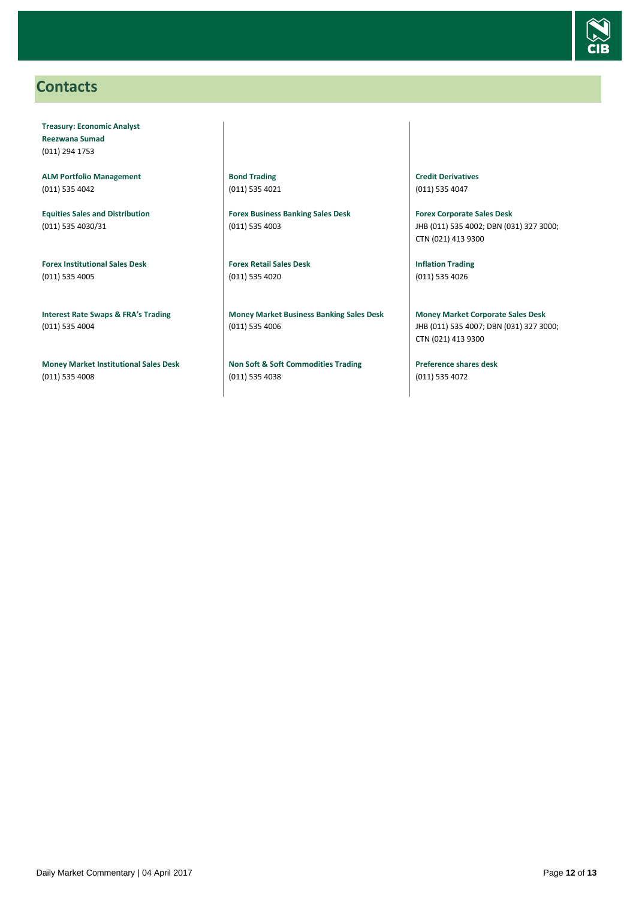## Contacts

**Treasury: Economic Analyst**
**Reezwana Sumad**
(011) 294 1753

**ALM Portfolio Management**
(011) 535 4042

**Equities Sales and Distribution**
(011) 535 4030/31

**Forex Institutional Sales Desk**
(011) 535 4005

**Interest Rate Swaps & FRA's Trading**
(011) 535 4004

**Money Market Institutional Sales Desk**
(011) 535 4008

**Bond Trading**
(011) 535 4021

**Forex Business Banking Sales Desk**
(011) 535 4003

**Forex Retail Sales Desk**
(011) 535 4020

**Money Market Business Banking Sales Desk**
(011) 535 4006

**Non Soft & Soft Commodities Trading**
(011) 535 4038

**Credit Derivatives**
(011) 535 4047

**Forex Corporate Sales Desk**
JHB (011) 535 4002; DBN (031) 327 3000; CTN (021) 413 9300

**Inflation Trading**
(011) 535 4026

**Money Market Corporate Sales Desk**
JHB (011) 535 4007; DBN (031) 327 3000; CTN (021) 413 9300

**Preference shares desk**
(011) 535 4072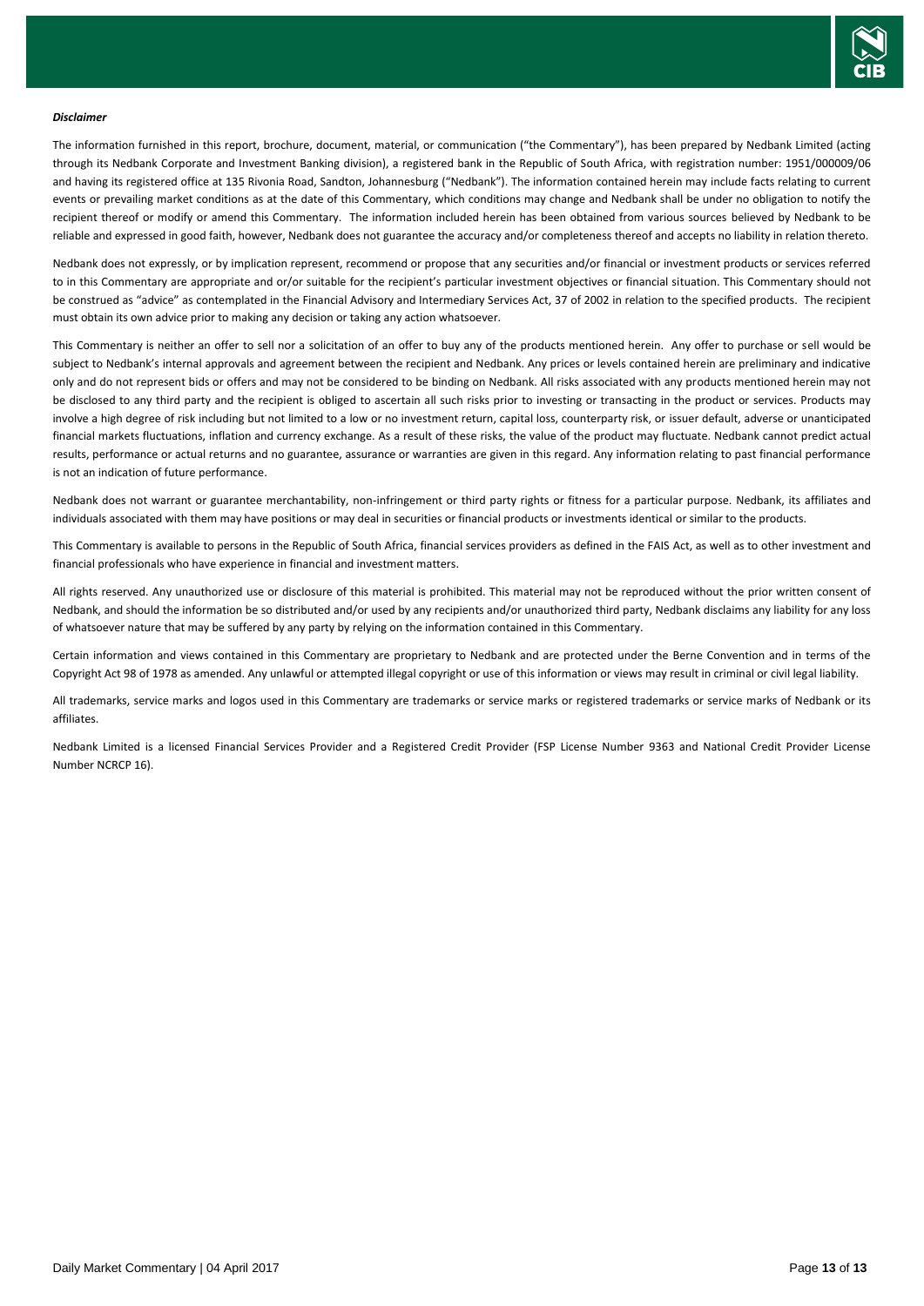***Disclaimer***

The information furnished in this report, brochure, document, material, or communication ("the Commentary"), has been prepared by Nedbank Limited (acting through its Nedbank Corporate and Investment Banking division), a registered bank in the Republic of South Africa, with registration number: 1951/000009/06 and having its registered office at 135 Rivonia Road, Sandton, Johannesburg ("Nedbank"). The information contained herein may include facts relating to current events or prevailing market conditions as at the date of this Commentary, which conditions may change and Nedbank shall be under no obligation to notify the recipient thereof or modify or amend this Commentary. The information included herein has been obtained from various sources believed by Nedbank to be reliable and expressed in good faith, however, Nedbank does not guarantee the accuracy and/or completeness thereof and accepts no liability in relation thereto.

Nedbank does not expressly, or by implication represent, recommend or propose that any securities and/or financial or investment products or services referred to in this Commentary are appropriate and or/or suitable for the recipient's particular investment objectives or financial situation. This Commentary should not be construed as "advice" as contemplated in the Financial Advisory and Intermediary Services Act, 37 of 2002 in relation to the specified products. The recipient must obtain its own advice prior to making any decision or taking any action whatsoever.

This Commentary is neither an offer to sell nor a solicitation of an offer to buy any of the products mentioned herein. Any offer to purchase or sell would be subject to Nedbank's internal approvals and agreement between the recipient and Nedbank. Any prices or levels contained herein are preliminary and indicative only and do not represent bids or offers and may not be considered to be binding on Nedbank. All risks associated with any products mentioned herein may not be disclosed to any third party and the recipient is obliged to ascertain all such risks prior to investing or transacting in the product or services. Products may involve a high degree of risk including but not limited to a low or no investment return, capital loss, counterparty risk, or issuer default, adverse or unanticipated financial markets fluctuations, inflation and currency exchange. As a result of these risks, the value of the product may fluctuate. Nedbank cannot predict actual results, performance or actual returns and no guarantee, assurance or warranties are given in this regard. Any information relating to past financial performance is not an indication of future performance.

Nedbank does not warrant or guarantee merchantability, non-infringement or third party rights or fitness for a particular purpose. Nedbank, its affiliates and individuals associated with them may have positions or may deal in securities or financial products or investments identical or similar to the products.

This Commentary is available to persons in the Republic of South Africa, financial services providers as defined in the FAIS Act, as well as to other investment and financial professionals who have experience in financial and investment matters.

All rights reserved. Any unauthorized use or disclosure of this material is prohibited. This material may not be reproduced without the prior written consent of Nedbank, and should the information be so distributed and/or used by any recipients and/or unauthorized third party, Nedbank disclaims any liability for any loss of whatsoever nature that may be suffered by any party by relying on the information contained in this Commentary.

Certain information and views contained in this Commentary are proprietary to Nedbank and are protected under the Berne Convention and in terms of the Copyright Act 98 of 1978 as amended. Any unlawful or attempted illegal copyright or use of this information or views may result in criminal or civil legal liability.

All trademarks, service marks and logos used in this Commentary are trademarks or service marks or registered trademarks or service marks of Nedbank or its affiliates.

Nedbank Limited is a licensed Financial Services Provider and a Registered Credit Provider (FSP License Number 9363 and National Credit Provider License Number NCRCP 16).